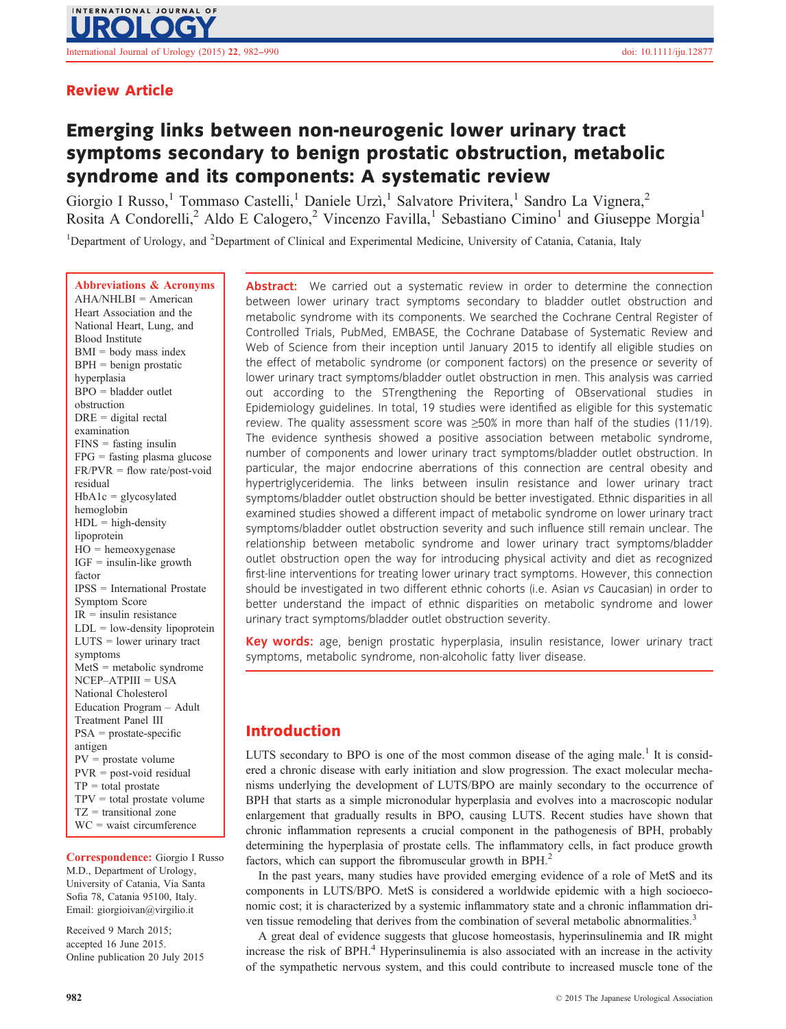Review Article

# Emerging links between non-neurogenic lower urinary tract symptoms secondary to benign prostatic obstruction, metabolic syndrome and its components: A systematic review

Giorgio I Russo,[1] Tommaso Castelli,[1] Daniele Urzì,[1] Salvatore Privitera,[1] Sandro La Vignera,[2] Rosita A Condorelli,[2] Aldo E Calogero,[2] Vincenzo Favilla,[1] Sebastiano Cimino[1] and Giuseppe Morgia[1]

[1]Department of Urology, and [2]Department of Clinical and Experimental Medicine, University of Catania, Catania, Italy

**Abbreviations & Acronyms**
AHA/NHLBI = American Heart Association and the National Heart, Lung, and Blood Institute
BMI = body mass index
BPH = benign prostatic hyperplasia
BPO = bladder outlet obstruction
DRE = digital rectal examination
FINS = fasting insulin
FPG = fasting plasma glucose
FR/PVR = flow rate/post-void residual
HbA1c = glycosylated hemoglobin
HDL = high-density lipoprotein
HO = hemeoxygenase
IGF = insulin-like growth factor
IPSS = International Prostate Symptom Score
IR = insulin resistance
LDL = low-density lipoprotein
LUTS = lower urinary tract symptoms
MetS = metabolic syndrome
NCEP–ATPIII = USA National Cholesterol Education Program – Adult Treatment Panel III
PSA = prostate-specific antigen
PV = prostate volume
PVR = post-void residual
TP = total prostate
TPV = total prostate volume
TZ = transitional zone
WC = waist circumference

**Correspondence:** Giorgio I Russo M.D., Department of Urology, University of Catania, Via Santa Sofia 78, Catania 95100, Italy. Email: giorgioivan@virgilio.it

Received 9 March 2015; accepted 16 June 2015. Online publication 20 July 2015

**Abstract:** We carried out a systematic review in order to determine the connection between lower urinary tract symptoms secondary to bladder outlet obstruction and metabolic syndrome with its components. We searched the Cochrane Central Register of Controlled Trials, PubMed, EMBASE, the Cochrane Database of Systematic Review and Web of Science from their inception until January 2015 to identify all eligible studies on the effect of metabolic syndrome (or component factors) on the presence or severity of lower urinary tract symptoms/bladder outlet obstruction in men. This analysis was carried out according to the STrengthening the Reporting of OBservational studies in Epidemiology guidelines. In total, 19 studies were identified as eligible for this systematic review. The quality assessment score was ≥50% in more than half of the studies (11/19). The evidence synthesis showed a positive association between metabolic syndrome, number of components and lower urinary tract symptoms/bladder outlet obstruction. In particular, the major endocrine aberrations of this connection are central obesity and hypertriglyceridemia. The links between insulin resistance and lower urinary tract symptoms/bladder outlet obstruction should be better investigated. Ethnic disparities in all examined studies showed a different impact of metabolic syndrome on lower urinary tract symptoms/bladder outlet obstruction severity and such influence still remain unclear. The relationship between metabolic syndrome and lower urinary tract symptoms/bladder outlet obstruction open the way for introducing physical activity and diet as recognized first-line interventions for treating lower urinary tract symptoms. However, this connection should be investigated in two different ethnic cohorts (i.e. Asian *vs* Caucasian) in order to better understand the impact of ethnic disparities on metabolic syndrome and lower urinary tract symptoms/bladder outlet obstruction severity.

**Key words:** age, benign prostatic hyperplasia, insulin resistance, lower urinary tract symptoms, metabolic syndrome, non-alcoholic fatty liver disease.

## Introduction

LUTS secondary to BPO is one of the most common disease of the aging male.[1] It is considered a chronic disease with early initiation and slow progression. The exact molecular mechanisms underlying the development of LUTS/BPO are mainly secondary to the occurrence of BPH that starts as a simple micronodular hyperplasia and evolves into a macroscopic nodular enlargement that gradually results in BPO, causing LUTS. Recent studies have shown that chronic inflammation represents a crucial component in the pathogenesis of BPH, probably determining the hyperplasia of prostate cells. The inflammatory cells, in fact produce growth factors, which can support the fibromuscular growth in BPH.[2]

In the past years, many studies have provided emerging evidence of a role of MetS and its components in LUTS/BPO. MetS is considered a worldwide epidemic with a high socioeconomic cost; it is characterized by a systemic inflammatory state and a chronic inflammation driven tissue remodeling that derives from the combination of several metabolic abnormalities.[3]

A great deal of evidence suggests that glucose homeostasis, hyperinsulinemia and IR might increase the risk of BPH.[4] Hyperinsulinemia is also associated with an increase in the activity of the sympathetic nervous system, and this could contribute to increased muscle tone of the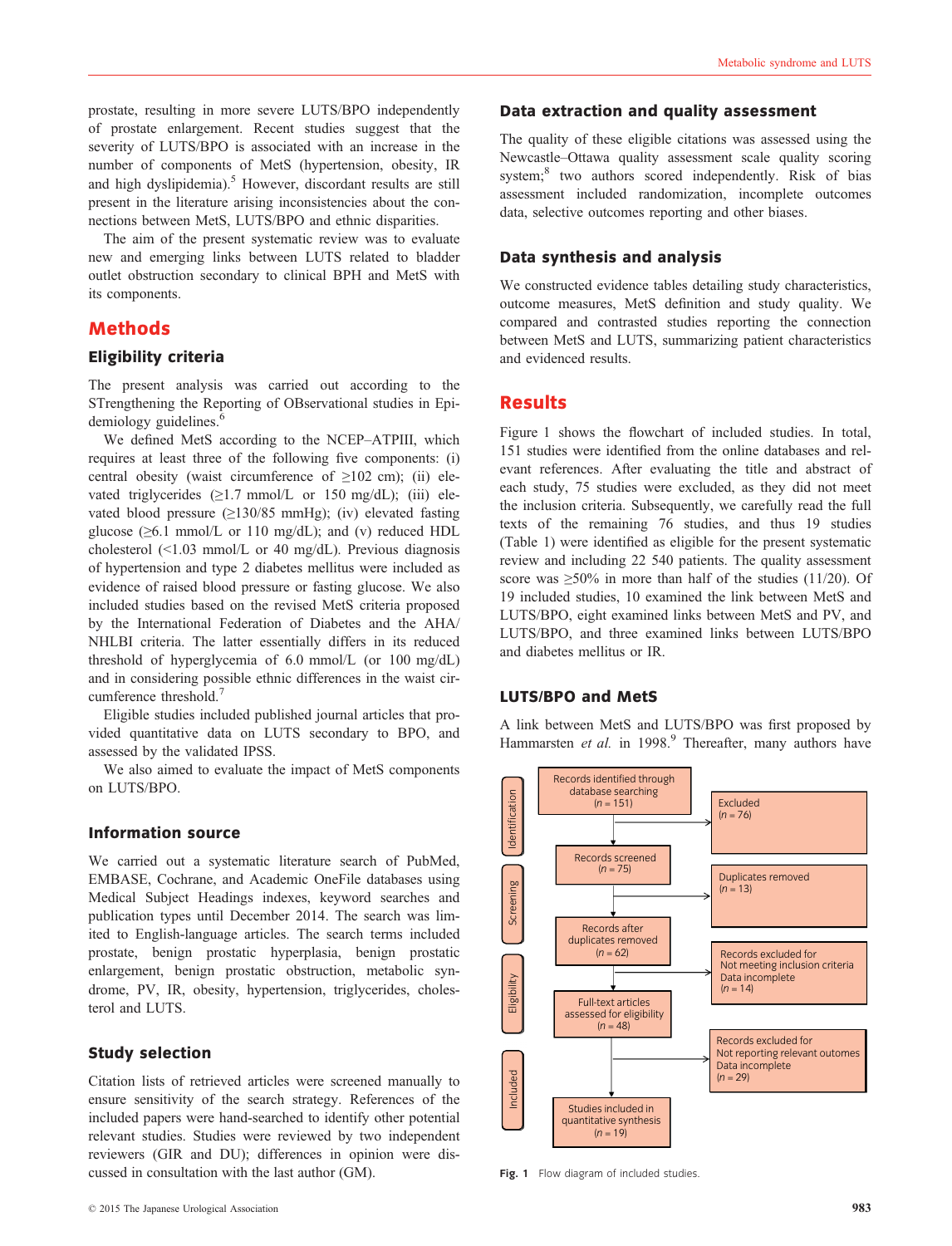prostate, resulting in more severe LUTS/BPO independently of prostate enlargement. Recent studies suggest that the severity of LUTS/BPO is associated with an increase in the number of components of MetS (hypertension, obesity, IR and high dyslipidemia).[5] However, discordant results are still present in the literature arising inconsistencies about the connections between MetS, LUTS/BPO and ethnic disparities.

The aim of the present systematic review was to evaluate new and emerging links between LUTS related to bladder outlet obstruction secondary to clinical BPH and MetS with its components.

## Methods

### Eligibility criteria

The present analysis was carried out according to the STrengthening the Reporting of OBservational studies in Epidemiology guidelines.[6]

We defined MetS according to the NCEP–ATPIII, which requires at least three of the following five components: (i) central obesity (waist circumference of ≥102 cm); (ii) elevated triglycerides (≥1.7 mmol/L or 150 mg/dL); (iii) elevated blood pressure (≥130/85 mmHg); (iv) elevated fasting glucose (≥6.1 mmol/L or 110 mg/dL); and (v) reduced HDL cholesterol (<1.03 mmol/L or 40 mg/dL). Previous diagnosis of hypertension and type 2 diabetes mellitus were included as evidence of raised blood pressure or fasting glucose. We also included studies based on the revised MetS criteria proposed by the International Federation of Diabetes and the AHA/NHLBI criteria. The latter essentially differs in its reduced threshold of hyperglycemia of 6.0 mmol/L (or 100 mg/dL) and in considering possible ethnic differences in the waist circumference threshold.[7]

Eligible studies included published journal articles that provided quantitative data on LUTS secondary to BPO, and assessed by the validated IPSS.

We also aimed to evaluate the impact of MetS components on LUTS/BPO.

### Information source

We carried out a systematic literature search of PubMed, EMBASE, Cochrane, and Academic OneFile databases using Medical Subject Headings indexes, keyword searches and publication types until December 2014. The search was limited to English-language articles. The search terms included prostate, benign prostatic hyperplasia, benign prostatic enlargement, benign prostatic obstruction, metabolic syndrome, PV, IR, obesity, hypertension, triglycerides, cholesterol and LUTS.

### Study selection

Citation lists of retrieved articles were screened manually to ensure sensitivity of the search strategy. References of the included papers were hand-searched to identify other potential relevant studies. Studies were reviewed by two independent reviewers (GIR and DU); differences in opinion were discussed in consultation with the last author (GM).

### Data extraction and quality assessment

The quality of these eligible citations was assessed using the Newcastle–Ottawa quality assessment scale quality scoring system;[8] two authors scored independently. Risk of bias assessment included randomization, incomplete outcomes data, selective outcomes reporting and other biases.

### Data synthesis and analysis

We constructed evidence tables detailing study characteristics, outcome measures, MetS definition and study quality. We compared and contrasted studies reporting the connection between MetS and LUTS, summarizing patient characteristics and evidenced results.

## Results

Figure 1 shows the flowchart of included studies. In total, 151 studies were identified from the online databases and relevant references. After evaluating the title and abstract of each study, 75 studies were excluded, as they did not meet the inclusion criteria. Subsequently, we carefully read the full texts of the remaining 76 studies, and thus 19 studies (Table 1) were identified as eligible for the present systematic review and including 22 540 patients. The quality assessment score was ≥50% in more than half of the studies (11/20). Of 19 included studies, 10 examined the link between MetS and LUTS/BPO, eight examined links between MetS and PV, and LUTS/BPO, and three examined links between LUTS/BPO and diabetes mellitus or IR.

### LUTS/BPO and MetS

A link between MetS and LUTS/BPO was first proposed by Hammarsten *et al.* in 1998.[9] Thereafter, many authors have

**Fig. 1** Flow diagram of included studies.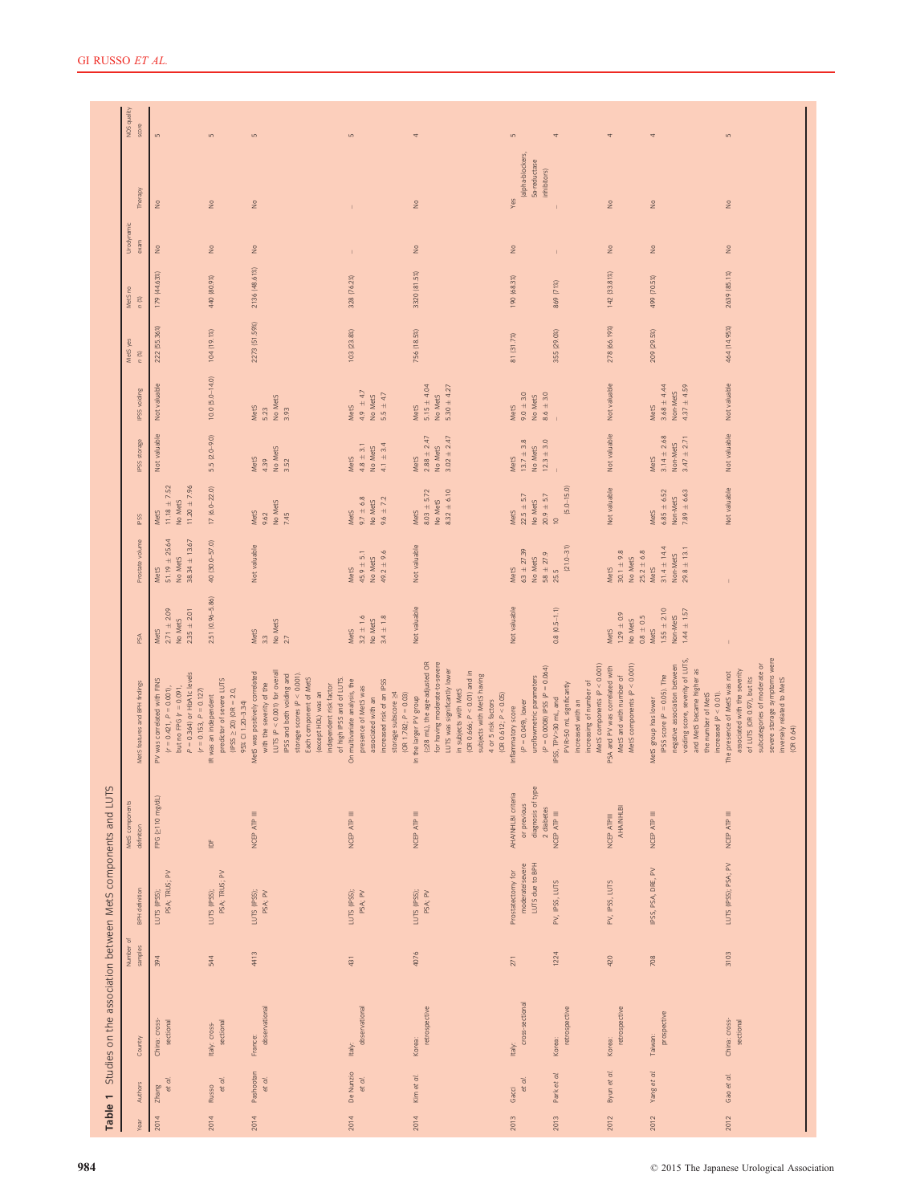**Table 1** Studies on the association between MetS components and LUTS

| Year | Authors | Country | Number of samples | BPH definition | MetS components definition | MetS features and BPH findings | PSA | Prostate volume | IPSS | IPSS storage | IPSS voiding | MetS yes n (%) | MetS no n (%) | Urodynamic exam | Therapy | NOS quality score |
|---|---|---|---|---|---|---|---|---|---|---|---|---|---|---|---|---|
| 2014 | Zhang et al. | China; cross-sectional | 394 | LUTS (IPSS); PSA; TRUS; PV | FPG ≥110 mg/dL | PV was correlated with FINS ($r$ = 0.421, $P$ = 0.001), but no FPG ($r$ = 0.091, $P$ = 0.364) or HbA1c levels ($r$ = 0.153, $P$ = 0.127) | MetS 2.71 ± 2.09 No MetS 2.35 ± 2.01 | MetS 51.19 ± 25.64 No MetS 38.34 ± 13.67 | MetS 11.18 ± 7.52 No MetS 11.20 ± 7.96 | Not valuable | Not valuable | 222 (55.36%) | 179 (44.63%) | No | No | 5 |
| 2014 | Russo et al. | Italy; cross-sectional | 544 | LUTS (IPSS); PSA; TRUS; PV | IDF | IR was an independent predictor of severe LUTS (IPSS ≥ 20) (OR = 2.0, 95% CI 1.20–3.34) | 2.51 (0.96–5.86) | 40 (30.0–57.0) | 17 (6.0–22.0) | 5.5 (2.0–9.0) | 10.0 (5.0–14.0) | 104 (19.1%) | 440 (80.9%) | No | No | 5 |
| 2014 | Pashootan et al. | France; observational | 4413 | LUTS (IPSS); PSA; PV | NCEP ATP III | MetS was positively correlated with the severity of the LUTS ($P$ < 0.001) for overall IPSS and both voiding and storage scores ($P$ < 0.001). Each component of MetS (except HDL) was an independent risk factor of high IPSS and of LUTS. | MetS 3.3 No MetS 2.7 | Not valuable | MetS 9.62 No MetS 7.45 | MetS 4.39 No MetS 3.52 | MetS 5.23 No MetS 3.93 | 2273 (51.59%) | 2136 (48.61%) | No | No | 5 |
| 2014 | De Nunzio et al. | Italy; observational | 431 | LUTS (IPSS); PSA; PV | NCEP ATP III | On multivariate analysis, the presence of MetS was associated with an increased risk of an IPSS storage subscore ≥4 (OR 1.782; $P$ = 0.03) | MetS 3.2 ± 1.6 No MetS 3.4 ± 1.8 | MetS 45.9 ± 5.1 No MetS 49.2 ± 9.6 | MetS 9.7 ± 6.8 No MetS 9.6 ± 7.2 | MetS 4.8 ± 3.1 No MetS 4.1 ± 3.4 | MetS 4.9 ± 4.7 No MetS 5.5 ± 4.7 | 103 (23.8%) | 328 (76.2%) | – | – | 5 |
| 2014 | Kim et al. | Korea; retrospective | 4076 | LUTS (IPSS); PSA; PV | NCEP ATP III | In the larger PV group (≥30 mL), the age-adjusted OR for having moderate-to-severe LUTS was significantly lower in subjects with MetS (OR 0.666; $P$ < 0.01) and in subjects with MetS having 4 or 5 risk factors (OR 0.612; $P$ < 0.05) | Not valuable | Not valuable | MetS 8.03 ± 5.72 No MetS 8.32 ± 6.10 | MetS 2.88 ± 2.47 No MetS 3.02 ± 2.47 | MetS 5.15 ± 4.04 No MetS 5.30 ± 4.27 | 756 (18.5%) | 3320 (81.5%) | No | No | 4 |
| 2013 | Gacci et al. | Italy; cross-sectional | 271 | Prostatectomy for moderate/severe LUTS due to BPH | AHA/NHLBI criteria or previous diagnosis of type 2 diabetes | Inflammatory score ($P$ = 0.049), lower uroflowmetric parameters ($P$ = 0.0008) IPSS ($P$ = 0.064) | Not valuable | MetS 63 ± 27.39 No MetS 58 ± 27.9 | MetS 22.5 ± 5.7 No MetS 20.9 ± 5.7 | MetS 13.7 ± 3.8 No MetS 12.3 ± 3.0 | MetS 9.0 ± 3.0 No MetS 8.6 ± 3.0 | 81 (31.7%) | 190 (68.3%) | No | Yes (alpha-blockers, 5a-reductase inhibitors) | 5 |
| 2013 | Park et al. | Korea; retrospective | 1224 | PV, IPSS, LUTS | NCEP ATP III | IPSS, TPV>30 mL, and PVR>50 mL significantly increased with an increasing of number of MetS components ($P$ < 0.001) | 0.8 (0.5–1.1) | 25.5 (21.0–31) | 10 (5.0–15.0) | – | – | 355 (29.0%) | 869 (71%) | – | – | 4 |
| 2012 | Byun et al. | Korea; retrospective | 420 | PV, IPSS, LUTS | NCEP ATPIII AHA/NHLBI | PSA and PV was correlated with MetS and with number of MetS components ($P$ < 0.001) | MetS 1.29 ± 0.9 No MetS 0.8 ± 0.5 | MetS 30.1 ± 9.8 No MetS 25.2 ± 6.8 | Not valuable | Not valuable | Not valuable | 278 (66.19%) | 142 (33.81%) | No | No | 4 |
| 2012 | Yang et al. | Taiwan; prospective | 708 | IPSS, PSA, DRE, PV | NCEP ATP III | MetS group has lower IPSS score ($P$ = 0.05). The negative association between voiding score, severity of LUTS, and MetS became higher as the number of MetS increased ($P$ < 0.01) | MetS 1.55 ± 2.10 Non-MetS 1.44 ± 1.57 | MetS 31.4 ± 14.4 Non-MetS 29.8 ± 13.1 | MetS 6.85 ± 6.52 Non-MetS 7.89 ± 6.63 | MetS 3.14 ± 2.68 Non-MetS 3.47 ± 2.71 | MetS 3.68 ± 4.44 Non-MetS 4.37 ± 4.59 | 209 (29.5%) | 499 (70.5%) | No | No | 4 |
| 2012 | Gao et al. | China; cross-sectional | 3103 | LUTS (IPSS); PSA, PV | NCEP ATP III | The presence of MetS was not associated with the severity of LUTS (OR 0.97), but its subcategories of moderate or severe storage symptoms were inversely related to MetS (OR 0.64) | – | – | Not valuable | Not valuable | Not valuable | 464 (14.95%) | 2639 (85.1%) | No | No | 5 |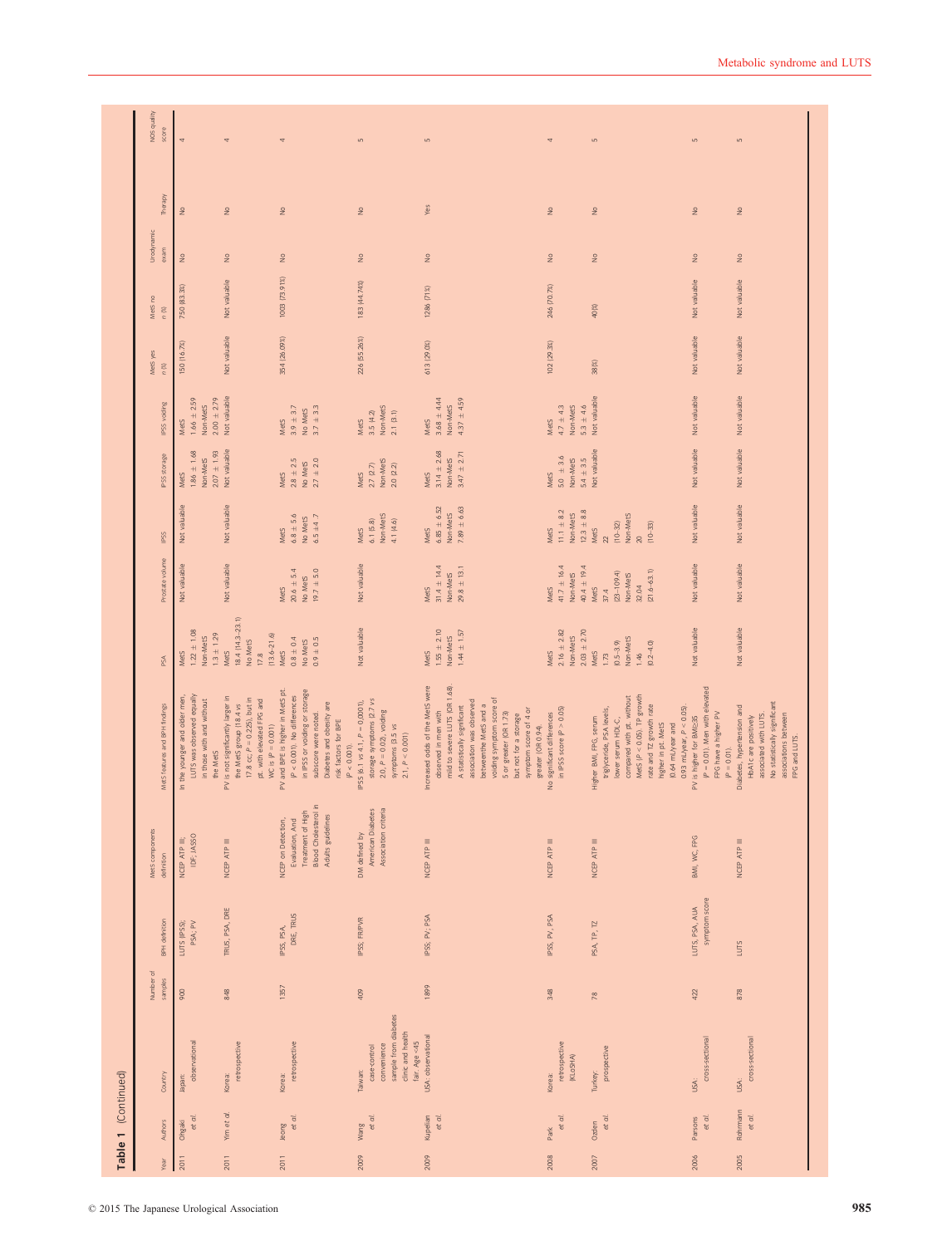**Table 1** (Continued)

| Year | Authors | Country | Number of samples | BPH definition | MetS components definition | MetS features and BPH findings | PSA | Prostate volume | IPSS | IPSS storage | IPSS voiding | MetS yes n (%) | MetS no n (%) | Urodynamic exam | Therapy | NOS quality score |
|---|---|---|---|---|---|---|---|---|---|---|---|---|---|---|---|---|
| 2011 | Ohgaki *et al.* | Japan: observational | 900 | LUTS (IPSS); PSA; PV | NCEP ATP III; IDF; JASSO | In the younger and older men, LUTS was observed equally in those with and without the MetS | MetS 1.22 ± 1.08 Non-MetS 1.3 ± 1.29 | Not valuable | Not valuable | MetS 1.86 ± 1.68 Non-MetS 2.07 ± 1.93 | MetS 1.66 ± 2.59 Non-MetS 2.00 ± 2.79 | 150 (16.7%) | 750 (83.3%) | No | No | 4 |
| 2011 | Yim *et al.* | Korea: retrospective | 848 | TRUS, PSA, DRE | NCEP ATP III | PV is not significantly larger in the MetS group (18.4 vs 17.8 cc; $P = 0.225$), but in pt. with elevated FPG and WC is ($P = 0.001$) | MetS 18.4 (14.3–23.1) No MetS 17.8 (13.6–21.6) | Not valuable | Not valuable | Not valuable | Not valuable | Not valuable | Not valuable | No | No | 4 |
| 2011 | Jeong *et al.* | Korea: retrospective | 1357 | IPSS, PSA, DRE, TRUS | NCEP on Detection, Evaluation, And Treatment of High Blood Cholesterol in Adults guidelines | PV and BPE is higher in MetS pt. ($P < 0.001$). No differences in IPSS or voiding or storage subscore were noted. Diabetes and obesity are risk factors for BPE ($P < 0.01$) | MetS 0.8 ± 0.4 No MetS 0.9 ± 0.5 | MetS 20.6 ± 5.4 No MetS 19.7 ± 5.0 | MetS 6.8 ± 5.6 No MetS 6.5 ±4.7 | MetS 2.8 ± 2.5 No MetS 2.7 ± 2.0 | MetS 3.9 ± 3.7 No MetS 3.7 ± 3.3 | 354 (26.09%) | 1003 (73.91%) | No | No | 4 |
| 2009 | Wang *et al.* | Taiwan: case-control convenience sample from diabetes clinic and health fair. Age <45 | 409 | IPSS, FR/PVR | DM defined by American Diabetes Association criteria | IPSS (6.1 vs 4.1, $P = 0.0001$), storage symptoms (2.7 vs 2.0, $P = 0.02$), voiding symptoms (3.5 vs 2.1, $P < 0.001$) | Not valuable | Not valuable | MetS 6.1 (5.8) Non-MetS 4.1 (4.6) | MetS 2.7 (2.7) Non-MetS 2.0 (2.2) | MetS 3.5 (4.2) Non-MetS 2.1 (3.1) | 226 (55.26%) | 183 (44.74%) | No | No | 5 |
| 2009 | Kupelian *et al.* | USA: observational | 1899 | IPSS, PV, PSA | NCEP ATP III | Increased odds of the MetS were observed in men with mild to severe LUTS (OR 1.68). A statistically significant association was observed betweenthe MetS and a voiding symptom score of 5 or greater (OR 1.73) but not for a storage symptom score of 4 or greater (OR 0.94). | MetS 1.55 ± 2.10 Non-MetS 1.44 ± 1.57 | MetS 31.4 ± 14.4 Non-MetS 29.8 ± 13.1 | MetS 6.85 ± 6.52 Non-MetS 7.89 ± 6.63 | MetS 3.14 ± 2.68 Non-MetS 3.47 ± 2.71 | MetS 3.68 ± 4.44 Non-MetS 4.37 ± 4.59 | 613 (29.0%) | 1286 (71%) | No | Yes | 5 |
| 2008 | Park *et al.* | Korea: retrospective (KLOSHA) | 348 | IPSS, PV, PSA | NCEP ATP III | No significant differences in IPSS score ($P > 0.05$) | MetS 2.16 ± 2.82 Non-MetS 2.03 ± 2.70 | MetS 41.7 ± 16.4 Non-MetS 40.4 ± 19.4 | MetS 11.1 ± 8.2 Non-MetS 12.3 ± 8.8 | MetS 5.0 ± 3.6 Non-MetS 5.4 ± 3.5 | MetS 4.7 ± 4.3 Non-MetS 5.3 ± 4.6 | 102 (29.3%) | 246 (70.7%) | No | No | 4 |
| 2007 | Ozden *et al.* | Turkey: prospective | 78 | PSA, TP, TZ | NCEP ATP III | Higher BMI, FPG, serum triglyceride, PSA levels, lower serum HDL-C, compared with pt. without MetS ($P < 0.05$). TP growth rate and TZ growth rate higher in pt. MetS (0.64 mL/year and 0.93 mL/year, $P < 0.05$). | MetS 1.73 (0.5–3.9) Non-MetS 1.46 (0.2–4.0) | MetS 37.4 (23–109.4) Non-MetS 32.04 (21.6–63.1) | MetS 22 (10–32) Non-MetS 20 (10–33) | Not valuable | Not valuable | 38(%) | 40(%) | No | No | 5 |
| 2006 | Parsons *et al.* | USA: cross-sectional | 422 | LUTS, PSA, AUA symptom score | BMI, WC, FPG | PV is higher for BMI≥35 ($P = 0.01$). Men with elevated FPG have a higher PV ($P = 0.01$). | Not valuable | Not valuable | Not valuable | Not valuable | Not valuable | Not valuable | Not valuable | No | No | 5 |
| 2005 | Rohrmann *et al.* | USA: cross-sectional | 878 | LUTS | NCEP ATP III | Diabetes, hypertension and HbA1c are positively associated with LUTS. No statistically significant associations between FPG and LUTS. | Not valuable | Not valuable | Not valuable | Not valuable | Not valuable | Not valuable | Not valuable | No | No | 5 |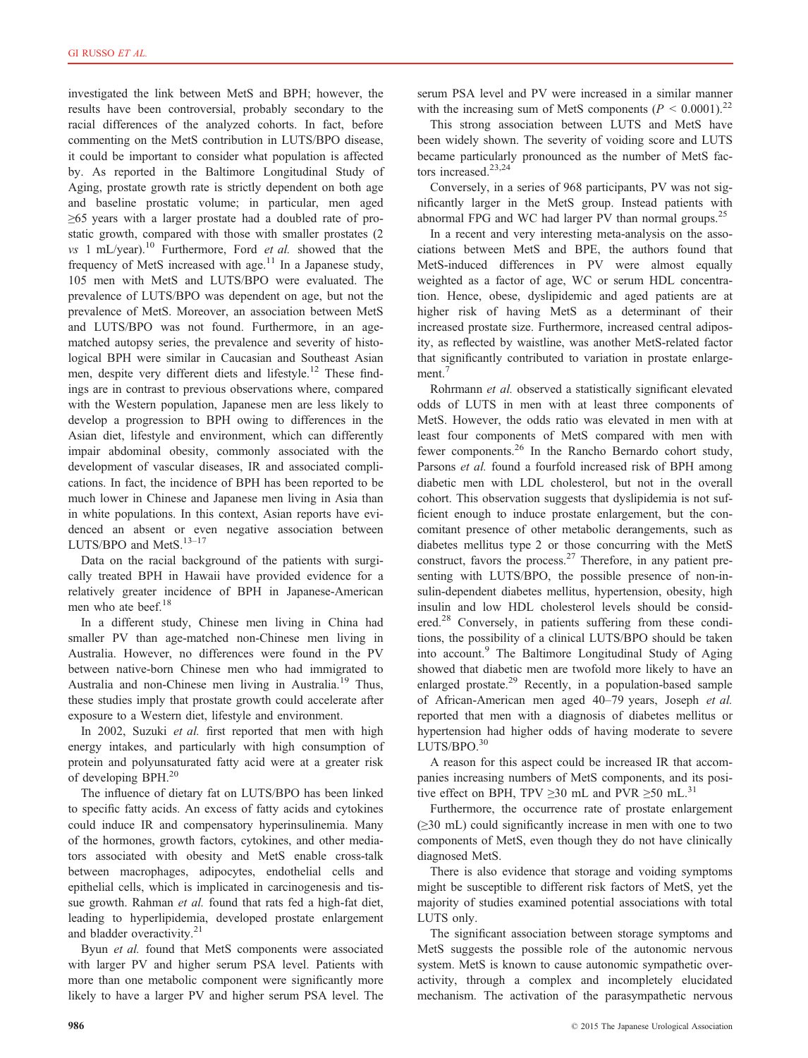investigated the link between MetS and BPH; however, the results have been controversial, probably secondary to the racial differences of the analyzed cohorts. In fact, before commenting on the MetS contribution in LUTS/BPO disease, it could be important to consider what population is affected by. As reported in the Baltimore Longitudinal Study of Aging, prostate growth rate is strictly dependent on both age and baseline prostatic volume; in particular, men aged ≥65 years with a larger prostate had a doubled rate of prostatic growth, compared with those with smaller prostates (2 *vs* 1 mL/year).[10] Furthermore, Ford *et al.* showed that the frequency of MetS increased with age.[11] In a Japanese study, 105 men with MetS and LUTS/BPO were evaluated. The prevalence of LUTS/BPO was dependent on age, but not the prevalence of MetS. Moreover, an association between MetS and LUTS/BPO was not found. Furthermore, in an age-matched autopsy series, the prevalence and severity of histological BPH were similar in Caucasian and Southeast Asian men, despite very different diets and lifestyle.[12] These findings are in contrast to previous observations where, compared with the Western population, Japanese men are less likely to develop a progression to BPH owing to differences in the Asian diet, lifestyle and environment, which can differently impair abdominal obesity, commonly associated with the development of vascular diseases, IR and associated complications. In fact, the incidence of BPH has been reported to be much lower in Chinese and Japanese men living in Asia than in white populations. In this context, Asian reports have evidenced an absent or even negative association between LUTS/BPO and MetS.[13–17]

Data on the racial background of the patients with surgically treated BPH in Hawaii have provided evidence for a relatively greater incidence of BPH in Japanese-American men who ate beef.[18]

In a different study, Chinese men living in China had smaller PV than age-matched non-Chinese men living in Australia. However, no differences were found in the PV between native-born Chinese men who had immigrated to Australia and non-Chinese men living in Australia.[19] Thus, these studies imply that prostate growth could accelerate after exposure to a Western diet, lifestyle and environment.

In 2002, Suzuki *et al.* first reported that men with high energy intakes, and particularly with high consumption of protein and polyunsaturated fatty acid were at a greater risk of developing BPH.[20]

The influence of dietary fat on LUTS/BPO has been linked to specific fatty acids. An excess of fatty acids and cytokines could induce IR and compensatory hyperinsulinemia. Many of the hormones, growth factors, cytokines, and other mediators associated with obesity and MetS enable cross-talk between macrophages, adipocytes, endothelial cells and epithelial cells, which is implicated in carcinogenesis and tissue growth. Rahman *et al.* found that rats fed a high-fat diet, leading to hyperlipidemia, developed prostate enlargement and bladder overactivity.[21]

Byun *et al.* found that MetS components were associated with larger PV and higher serum PSA level. Patients with more than one metabolic component were significantly more likely to have a larger PV and higher serum PSA level. The serum PSA level and PV were increased in a similar manner with the increasing sum of MetS components ($P < 0.0001$).[22]

This strong association between LUTS and MetS have been widely shown. The severity of voiding score and LUTS became particularly pronounced as the number of MetS factors increased.[23,24]

Conversely, in a series of 968 participants, PV was not significantly larger in the MetS group. Instead patients with abnormal FPG and WC had larger PV than normal groups.[25]

In a recent and very interesting meta-analysis on the associations between MetS and BPE, the authors found that MetS-induced differences in PV were almost equally weighted as a factor of age, WC or serum HDL concentration. Hence, obese, dyslipidemic and aged patients are at higher risk of having MetS as a determinant of their increased prostate size. Furthermore, increased central adiposity, as reflected by waistline, was another MetS-related factor that significantly contributed to variation in prostate enlargement.[7]

Rohrmann *et al.* observed a statistically significant elevated odds of LUTS in men with at least three components of MetS. However, the odds ratio was elevated in men with at least four components of MetS compared with men with fewer components.[26] In the Rancho Bernardo cohort study, Parsons *et al.* found a fourfold increased risk of BPH among diabetic men with LDL cholesterol, but not in the overall cohort. This observation suggests that dyslipidemia is not sufficient enough to induce prostate enlargement, but the concomitant presence of other metabolic derangements, such as diabetes mellitus type 2 or those concurring with the MetS construct, favors the process.[27] Therefore, in any patient presenting with LUTS/BPO, the possible presence of non-insulin-dependent diabetes mellitus, hypertension, obesity, high insulin and low HDL cholesterol levels should be considered.[28] Conversely, in patients suffering from these conditions, the possibility of a clinical LUTS/BPO should be taken into account.[9] The Baltimore Longitudinal Study of Aging showed that diabetic men are twofold more likely to have an enlarged prostate.[29] Recently, in a population-based sample of African-American men aged 40–79 years, Joseph *et al.* reported that men with a diagnosis of diabetes mellitus or hypertension had higher odds of having moderate to severe LUTS/BPO.[30]

A reason for this aspect could be increased IR that accompanies increasing numbers of MetS components, and its positive effect on BPH, TPV ≥30 mL and PVR ≥50 mL.[31]

Furthermore, the occurrence rate of prostate enlargement (≥30 mL) could significantly increase in men with one to two components of MetS, even though they do not have clinically diagnosed MetS.

There is also evidence that storage and voiding symptoms might be susceptible to different risk factors of MetS, yet the majority of studies examined potential associations with total LUTS only.

The significant association between storage symptoms and MetS suggests the possible role of the autonomic nervous system. MetS is known to cause autonomic sympathetic overactivity, through a complex and incompletely elucidated mechanism. The activation of the parasympathetic nervous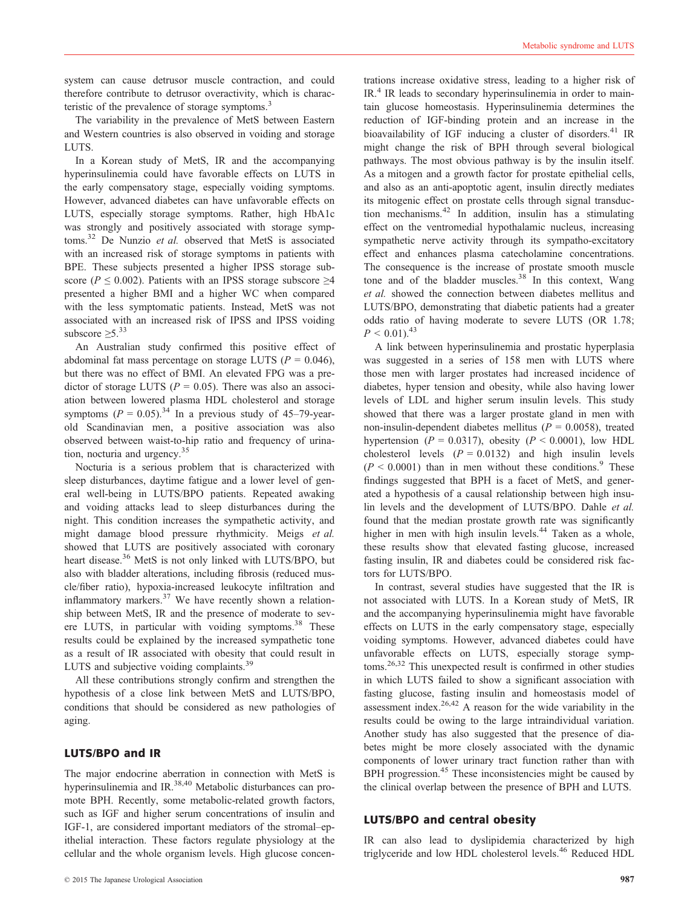system can cause detrusor muscle contraction, and could therefore contribute to detrusor overactivity, which is characteristic of the prevalence of storage symptoms.[3]

The variability in the prevalence of MetS between Eastern and Western countries is also observed in voiding and storage LUTS.

In a Korean study of MetS, IR and the accompanying hyperinsulinemia could have favorable effects on LUTS in the early compensatory stage, especially voiding symptoms. However, advanced diabetes can have unfavorable effects on LUTS, especially storage symptoms. Rather, high HbA1c was strongly and positively associated with storage symptoms.[32] De Nunzio *et al.* observed that MetS is associated with an increased risk of storage symptoms in patients with BPE. These subjects presented a higher IPSS storage subscore ($P \leq 0.002$). Patients with an IPSS storage subscore ≥4 presented a higher BMI and a higher WC when compared with the less symptomatic patients. Instead, MetS was not associated with an increased risk of IPSS and IPSS voiding subscore ≥5.[33]

An Australian study confirmed this positive effect of abdominal fat mass percentage on storage LUTS ($P = 0.046$), but there was no effect of BMI. An elevated FPG was a predictor of storage LUTS ($P = 0.05$). There was also an association between lowered plasma HDL cholesterol and storage symptoms ($P = 0.05$).[34] In a previous study of 45–79-year-old Scandinavian men, a positive association was also observed between waist-to-hip ratio and frequency of urination, nocturia and urgency.[35]

Nocturia is a serious problem that is characterized with sleep disturbances, daytime fatigue and a lower level of general well-being in LUTS/BPO patients. Repeated awaking and voiding attacks lead to sleep disturbances during the night. This condition increases the sympathetic activity, and might damage blood pressure rhythmicity. Meigs *et al.* showed that LUTS are positively associated with coronary heart disease.[36] MetS is not only linked with LUTS/BPO, but also with bladder alterations, including fibrosis (reduced muscle/fiber ratio), hypoxia-increased leukocyte infiltration and inflammatory markers.[37] We have recently shown a relationship between MetS, IR and the presence of moderate to severe LUTS, in particular with voiding symptoms.[38] These results could be explained by the increased sympathetic tone as a result of IR associated with obesity that could result in LUTS and subjective voiding complaints.[39]

All these contributions strongly confirm and strengthen the hypothesis of a close link between MetS and LUTS/BPO, conditions that should be considered as new pathologies of aging.

## LUTS/BPO and IR

The major endocrine aberration in connection with MetS is hyperinsulinemia and IR.[38,40] Metabolic disturbances can promote BPH. Recently, some metabolic-related growth factors, such as IGF and higher serum concentrations of insulin and IGF-1, are considered important mediators of the stromal–epithelial interaction. These factors regulate physiology at the cellular and the whole organism levels. High glucose concentrations increase oxidative stress, leading to a higher risk of IR.[4] IR leads to secondary hyperinsulinemia in order to maintain glucose homeostasis. Hyperinsulinemia determines the reduction of IGF-binding protein and an increase in the bioavailability of IGF inducing a cluster of disorders.[41] IR might change the risk of BPH through several biological pathways. The most obvious pathway is by the insulin itself. As a mitogen and a growth factor for prostate epithelial cells, and also as an anti-apoptotic agent, insulin directly mediates its mitogenic effect on prostate cells through signal transduction mechanisms.[42] In addition, insulin has a stimulating effect on the ventromedial hypothalamic nucleus, increasing sympathetic nerve activity through its sympatho-excitatory effect and enhances plasma catecholamine concentrations. The consequence is the increase of prostate smooth muscle tone and of the bladder muscles.[38] In this context, Wang *et al.* showed the connection between diabetes mellitus and LUTS/BPO, demonstrating that diabetic patients had a greater odds ratio of having moderate to severe LUTS (OR 1.78; $P < 0.01$).[43]

A link between hyperinsulinemia and prostatic hyperplasia was suggested in a series of 158 men with LUTS where those men with larger prostates had increased incidence of diabetes, hyper tension and obesity, while also having lower levels of LDL and higher serum insulin levels. This study showed that there was a larger prostate gland in men with non-insulin-dependent diabetes mellitus ($P = 0.0058$), treated hypertension ($P = 0.0317$), obesity ($P < 0.0001$), low HDL cholesterol levels ($P = 0.0132$) and high insulin levels ($P < 0.0001$) than in men without these conditions.[9] These findings suggested that BPH is a facet of MetS, and generated a hypothesis of a causal relationship between high insulin levels and the development of LUTS/BPO. Dahle *et al.* found that the median prostate growth rate was significantly higher in men with high insulin levels.[44] Taken as a whole, these results show that elevated fasting glucose, increased fasting insulin, IR and diabetes could be considered risk factors for LUTS/BPO.

In contrast, several studies have suggested that the IR is not associated with LUTS. In a Korean study of MetS, IR and the accompanying hyperinsulinemia might have favorable effects on LUTS in the early compensatory stage, especially voiding symptoms. However, advanced diabetes could have unfavorable effects on LUTS, especially storage symptoms.[26,32] This unexpected result is confirmed in other studies in which LUTS failed to show a significant association with fasting glucose, fasting insulin and homeostasis model of assessment index.[26,42] A reason for the wide variability in the results could be owing to the large intraindividual variation. Another study has also suggested that the presence of diabetes might be more closely associated with the dynamic components of lower urinary tract function rather than with BPH progression.[45] These inconsistencies might be caused by the clinical overlap between the presence of BPH and LUTS.

## LUTS/BPO and central obesity

IR can also lead to dyslipidemia characterized by high triglyceride and low HDL cholesterol levels.[46] Reduced HDL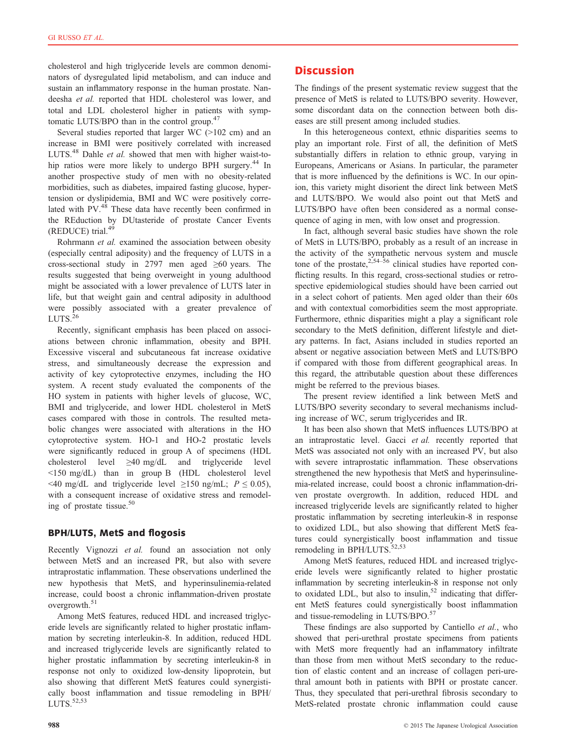cholesterol and high triglyceride levels are common denominators of dysregulated lipid metabolism, and can induce and sustain an inflammatory response in the human prostate. Nandeesha *et al.* reported that HDL cholesterol was lower, and total and LDL cholesterol higher in patients with symptomatic LUTS/BPO than in the control group.[47]

Several studies reported that larger WC (>102 cm) and an increase in BMI were positively correlated with increased LUTS.[48] Dahle *et al.* showed that men with higher waist-to-hip ratios were more likely to undergo BPH surgery.[44] In another prospective study of men with no obesity-related morbidities, such as diabetes, impaired fasting glucose, hypertension or dyslipidemia, BMI and WC were positively correlated with PV.[48] These data have recently been confirmed in the REduction by DUtasteride of prostate Cancer Events (REDUCE) trial.[49]

Rohrmann *et al.* examined the association between obesity (especially central adiposity) and the frequency of LUTS in a cross-sectional study in 2797 men aged ≥60 years. The results suggested that being overweight in young adulthood might be associated with a lower prevalence of LUTS later in life, but that weight gain and central adiposity in adulthood were possibly associated with a greater prevalence of LUTS.[26]

Recently, significant emphasis has been placed on associations between chronic inflammation, obesity and BPH. Excessive visceral and subcutaneous fat increase oxidative stress, and simultaneously decrease the expression and activity of key cytoprotective enzymes, including the HO system. A recent study evaluated the components of the HO system in patients with higher levels of glucose, WC, BMI and triglyceride, and lower HDL cholesterol in MetS cases compared with those in controls. The resulted metabolic changes were associated with alterations in the HO cytoprotective system. HO-1 and HO-2 prostatic levels were significantly reduced in group A of specimens (HDL cholesterol level ≥40 mg/dL and triglyceride level <150 mg/dL) than in group B (HDL cholesterol level <40 mg/dL and triglyceride level ≥150 ng/mL; $P \leq 0.05$), with a consequent increase of oxidative stress and remodeling of prostate tissue.[50]

### BPH/LUTS, MetS and flogosis

Recently Vignozzi *et al.* found an association not only between MetS and an increased PR, but also with severe intraprostatic inflammation. These observations underlined the new hypothesis that MetS, and hyperinsulinemia-related increase, could boost a chronic inflammation-driven prostate overgrowth.[51]

Among MetS features, reduced HDL and increased triglyceride levels are significantly related to higher prostatic inflammation by secreting interleukin-8. In addition, reduced HDL and increased triglyceride levels are significantly related to higher prostatic inflammation by secreting interleukin-8 in response not only to oxidized low-density lipoprotein, but also showing that different MetS features could synergistically boost inflammation and tissue remodeling in BPH/LUTS.[52,53]

## Discussion

The findings of the present systematic review suggest that the presence of MetS is related to LUTS/BPO severity. However, some discordant data on the connection between both diseases are still present among included studies.

In this heterogeneous context, ethnic disparities seems to play an important role. First of all, the definition of MetS substantially differs in relation to ethnic group, varying in Europeans, Americans or Asians. In particular, the parameter that is more influenced by the definitions is WC. In our opinion, this variety might disorient the direct link between MetS and LUTS/BPO. We would also point out that MetS and LUTS/BPO have often been considered as a normal consequence of aging in men, with low onset and progression.

In fact, although several basic studies have shown the role of MetS in LUTS/BPO, probably as a result of an increase in the activity of the sympathetic nervous system and muscle tone of the prostate,[2,54–56] clinical studies have reported conflicting results. In this regard, cross-sectional studies or retrospective epidemiological studies should have been carried out in a select cohort of patients. Men aged older than their 60s and with contextual comorbidities seem the most appropriate. Furthermore, ethnic disparities might a play a significant role secondary to the MetS definition, different lifestyle and dietary patterns. In fact, Asians included in studies reported an absent or negative association between MetS and LUTS/BPO if compared with those from different geographical areas. In this regard, the attributable question about these differences might be referred to the previous biases.

The present review identified a link between MetS and LUTS/BPO severity secondary to several mechanisms including increase of WC, serum triglycerides and IR.

It has been also shown that MetS influences LUTS/BPO at an intraprostatic level. Gacci *et al.* recently reported that MetS was associated not only with an increased PV, but also with severe intraprostatic inflammation. These observations strengthened the new hypothesis that MetS and hyperinsulinemia-related increase, could boost a chronic inflammation-driven prostate overgrowth. In addition, reduced HDL and increased triglyceride levels are significantly related to higher prostatic inflammation by secreting interleukin-8 in response to oxidized LDL, but also showing that different MetS features could synergistically boost inflammation and tissue remodeling in BPH/LUTS.[52,53]

Among MetS features, reduced HDL and increased triglyceride levels were significantly related to higher prostatic inflammation by secreting interleukin-8 in response not only to oxidated LDL, but also to insulin,[52] indicating that different MetS features could synergistically boost inflammation and tissue-remodeling in LUTS/BPO.[57]

These findings are also supported by Cantiello *et al.*, who showed that peri-urethral prostate specimens from patients with MetS more frequently had an inflammatory infiltrate than those from men without MetS secondary to the reduction of elastic content and an increase of collagen peri-urethral amount both in patients with BPH or prostate cancer. Thus, they speculated that peri-urethral fibrosis secondary to MetS-related prostate chronic inflammation could cause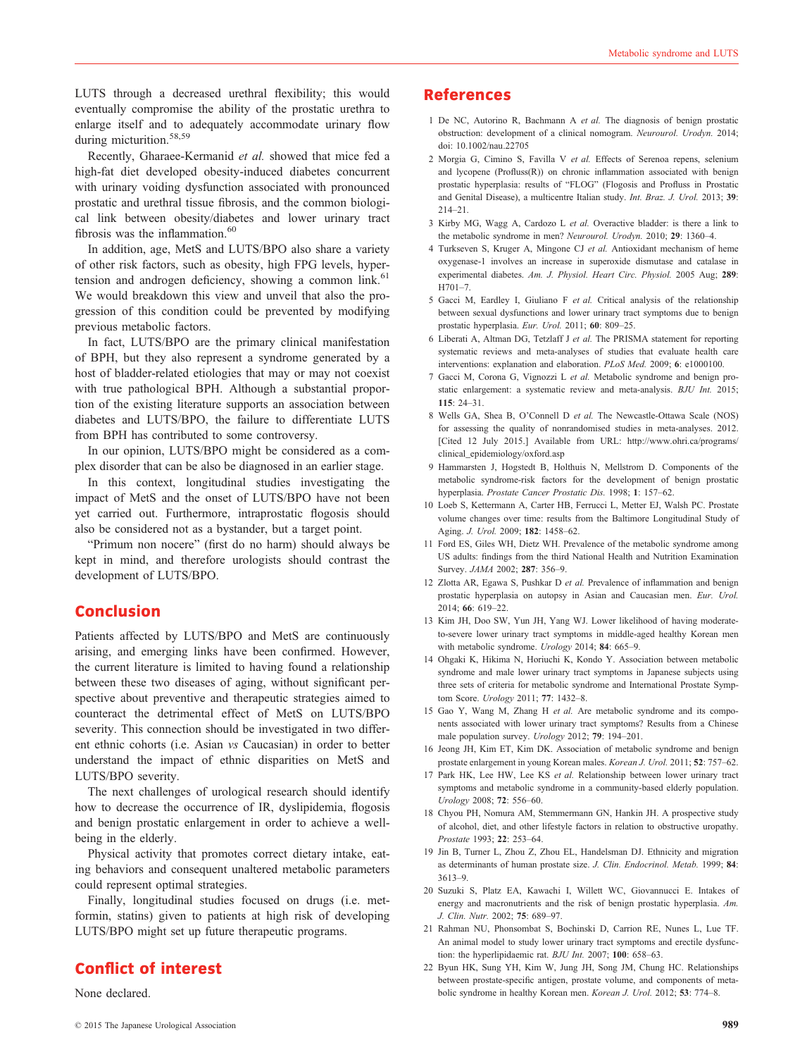LUTS through a decreased urethral flexibility; this would eventually compromise the ability of the prostatic urethra to enlarge itself and to adequately accommodate urinary flow during micturition.[58,59]

Recently, Gharaee-Kermanid *et al.* showed that mice fed a high-fat diet developed obesity-induced diabetes concurrent with urinary voiding dysfunction associated with pronounced prostatic and urethral tissue fibrosis, and the common biological link between obesity/diabetes and lower urinary tract fibrosis was the inflammation.[60]

In addition, age, MetS and LUTS/BPO also share a variety of other risk factors, such as obesity, high FPG levels, hypertension and androgen deficiency, showing a common link.[61] We would breakdown this view and unveil that also the progression of this condition could be prevented by modifying previous metabolic factors.

In fact, LUTS/BPO are the primary clinical manifestation of BPH, but they also represent a syndrome generated by a host of bladder-related etiologies that may or may not coexist with true pathological BPH. Although a substantial proportion of the existing literature supports an association between diabetes and LUTS/BPO, the failure to differentiate LUTS from BPH has contributed to some controversy.

In our opinion, LUTS/BPO might be considered as a complex disorder that can be also be diagnosed in an earlier stage.

In this context, longitudinal studies investigating the impact of MetS and the onset of LUTS/BPO have not been yet carried out. Furthermore, intraprostatic flogosis should also be considered not as a bystander, but a target point.

"Primum non nocere" (first do no harm) should always be kept in mind, and therefore urologists should contrast the development of LUTS/BPO.

## Conclusion

Patients affected by LUTS/BPO and MetS are continuously arising, and emerging links have been confirmed. However, the current literature is limited to having found a relationship between these two diseases of aging, without significant perspective about preventive and therapeutic strategies aimed to counteract the detrimental effect of MetS on LUTS/BPO severity. This connection should be investigated in two different ethnic cohorts (i.e. Asian *vs* Caucasian) in order to better understand the impact of ethnic disparities on MetS and LUTS/BPO severity.

The next challenges of urological research should identify how to decrease the occurrence of IR, dyslipidemia, flogosis and benign prostatic enlargement in order to achieve a well-being in the elderly.

Physical activity that promotes correct dietary intake, eating behaviors and consequent unaltered metabolic parameters could represent optimal strategies.

Finally, longitudinal studies focused on drugs (i.e. metformin, statins) given to patients at high risk of developing LUTS/BPO might set up future therapeutic programs.

## Conflict of interest

None declared.

## References

1 De NC, Autorino R, Bachmann A *et al.* The diagnosis of benign prostatic obstruction: development of a clinical nomogram. *Neurourol. Urodyn.* 2014; doi: 10.1002/nau.22705

2 Morgia G, Cimino S, Favilla V *et al.* Effects of Serenoa repens, selenium and lycopene (Profluss(R)) on chronic inflammation associated with benign prostatic hyperplasia: results of "FLOG" (Flogosis and Profluss in Prostatic and Genital Disease), a multicentre Italian study. *Int. Braz. J. Urol.* 2013; **39**: 214–21.

3 Kirby MG, Wagg A, Cardozo L *et al.* Overactive bladder: is there a link to the metabolic syndrome in men? *Neurourol. Urodyn.* 2010; **29**: 1360–4.

4 Turkseven S, Kruger A, Mingone CJ *et al.* Antioxidant mechanism of heme oxygenase-1 involves an increase in superoxide dismutase and catalase in experimental diabetes. *Am. J. Physiol. Heart Circ. Physiol.* 2005 Aug; **289**: H701–7.

5 Gacci M, Eardley I, Giuliano F *et al.* Critical analysis of the relationship between sexual dysfunctions and lower urinary tract symptoms due to benign prostatic hyperplasia. *Eur. Urol.* 2011; **60**: 809–25.

6 Liberati A, Altman DG, Tetzlaff J *et al.* The PRISMA statement for reporting systematic reviews and meta-analyses of studies that evaluate health care interventions: explanation and elaboration. *PLoS Med.* 2009; **6**: e1000100.

7 Gacci M, Corona G, Vignozzi L *et al.* Metabolic syndrome and benign prostatic enlargement: a systematic review and meta-analysis. *BJU Int.* 2015; **115**: 24–31.

8 Wells GA, Shea B, O'Connell D *et al.* The Newcastle-Ottawa Scale (NOS) for assessing the quality of nonrandomised studies in meta-analyses. 2012. [Cited 12 July 2015.] Available from URL: http://www.ohri.ca/programs/clinical_epidemiology/oxford.asp

9 Hammarsten J, Hogstedt B, Holthuis N, Mellstrom D. Components of the metabolic syndrome-risk factors for the development of benign prostatic hyperplasia. *Prostate Cancer Prostatic Dis.* 1998; **1**: 157–62.

10 Loeb S, Kettermann A, Carter HB, Ferrucci L, Metter EJ, Walsh PC. Prostate volume changes over time: results from the Baltimore Longitudinal Study of Aging. *J. Urol.* 2009; **182**: 1458–62.

11 Ford ES, Giles WH, Dietz WH. Prevalence of the metabolic syndrome among US adults: findings from the third National Health and Nutrition Examination Survey. *JAMA* 2002; **287**: 356–9.

12 Zlotta AR, Egawa S, Pushkar D *et al.* Prevalence of inflammation and benign prostatic hyperplasia on autopsy in Asian and Caucasian men. *Eur. Urol.* 2014; **66**: 619–22.

13 Kim JH, Doo SW, Yun JH, Yang WJ. Lower likelihood of having moderate-to-severe lower urinary tract symptoms in middle-aged healthy Korean men with metabolic syndrome. *Urology* 2014; **84**: 665–9.

14 Ohgaki K, Hikima N, Horiuchi K, Kondo Y. Association between metabolic syndrome and male lower urinary tract symptoms in Japanese subjects using three sets of criteria for metabolic syndrome and International Prostate Symptom Score. *Urology* 2011; **77**: 1432–8.

15 Gao Y, Wang M, Zhang H *et al.* Are metabolic syndrome and its components associated with lower urinary tract symptoms? Results from a Chinese male population survey. *Urology* 2012; **79**: 194–201.

16 Jeong JH, Kim ET, Kim DK. Association of metabolic syndrome and benign prostate enlargement in young Korean males. *Korean J. Urol.* 2011; **52**: 757–62.

17 Park HK, Lee HW, Lee KS *et al.* Relationship between lower urinary tract symptoms and metabolic syndrome in a community-based elderly population. *Urology* 2008; **72**: 556–60.

18 Chyou PH, Nomura AM, Stemmermann GN, Hankin JH. A prospective study of alcohol, diet, and other lifestyle factors in relation to obstructive uropathy. *Prostate* 1993; **22**: 253–64.

19 Jin B, Turner L, Zhou Z, Zhou EL, Handelsman DJ. Ethnicity and migration as determinants of human prostate size. *J. Clin. Endocrinol. Metab.* 1999; **84**: 3613–9.

20 Suzuki S, Platz EA, Kawachi I, Willett WC, Giovannucci E. Intakes of energy and macronutrients and the risk of benign prostatic hyperplasia. *Am. J. Clin. Nutr.* 2002; **75**: 689–97.

21 Rahman NU, Phonsombat S, Bochinski D, Carrion RE, Nunes L, Lue TF. An animal model to study lower urinary tract symptoms and erectile dysfunction: the hyperlipidaemic rat. *BJU Int.* 2007; **100**: 658–63.

22 Byun HK, Sung YH, Kim W, Jung JH, Song JM, Chung HC. Relationships between prostate-specific antigen, prostate volume, and components of metabolic syndrome in healthy Korean men. *Korean J. Urol.* 2012; **53**: 774–8.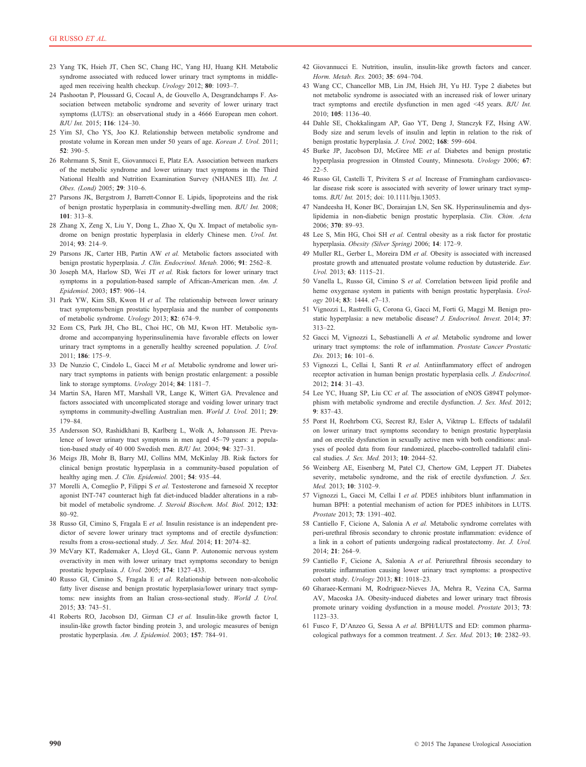23 Yang TK, Hsieh JT, Chen SC, Chang HC, Yang HJ, Huang KH. Metabolic syndrome associated with reduced lower urinary tract symptoms in middle-aged men receiving health checkup. *Urology* 2012; **80**: 1093–7.

24 Pashootan P, Ploussard G, Cocaul A, de Gouvello A, Desgrandchamps F. Association between metabolic syndrome and severity of lower urinary tract symptoms (LUTS): an observational study in a 4666 European men cohort. *BJU Int.* 2015; **116**: 124–30.

25 Yim SJ, Cho YS, Joo KJ. Relationship between metabolic syndrome and prostate volume in Korean men under 50 years of age. *Korean J. Urol.* 2011; **52**: 390–5.

26 Rohrmann S, Smit E, Giovannucci E, Platz EA. Association between markers of the metabolic syndrome and lower urinary tract symptoms in the Third National Health and Nutrition Examination Survey (NHANES III). *Int. J. Obes. (Lond)* 2005; **29**: 310–6.

27 Parsons JK, Bergstrom J, Barrett-Connor E. Lipids, lipoproteins and the risk of benign prostatic hyperplasia in community-dwelling men. *BJU Int.* 2008; **101**: 313–8.

28 Zhang X, Zeng X, Liu Y, Dong L, Zhao X, Qu X. Impact of metabolic syndrome on benign prostatic hyperplasia in elderly Chinese men. *Urol. Int.* 2014; **93**: 214–9.

29 Parsons JK, Carter HB, Partin AW *et al.* Metabolic factors associated with benign prostatic hyperplasia. *J. Clin. Endocrinol. Metab.* 2006; **91**: 2562–8.

30 Joseph MA, Harlow SD, Wei JT *et al.* Risk factors for lower urinary tract symptoms in a population-based sample of African-American men. *Am. J. Epidemiol.* 2003; **157**: 906–14.

31 Park YW, Kim SB, Kwon H *et al.* The relationship between lower urinary tract symptoms/benign prostatic hyperplasia and the number of components of metabolic syndrome. *Urology* 2013; **82**: 674–9.

32 Eom CS, Park JH, Cho BL, Choi HC, Oh MJ, Kwon HT. Metabolic syndrome and accompanying hyperinsulinemia have favorable effects on lower urinary tract symptoms in a generally healthy screened population. *J. Urol.* 2011; **186**: 175–9.

33 De Nunzio C, Cindolo L, Gacci M *et al.* Metabolic syndrome and lower urinary tract symptoms in patients with benign prostatic enlargement: a possible link to storage symptoms. *Urology* 2014; **84**: 1181–7.

34 Martin SA, Haren MT, Marshall VR, Lange K, Wittert GA. Prevalence and factors associated with uncomplicated storage and voiding lower urinary tract symptoms in community-dwelling Australian men. *World J. Urol.* 2011; **29**: 179–84.

35 Andersson SO, Rashidkhani B, Karlberg L, Wolk A, Johansson JE. Prevalence of lower urinary tract symptoms in men aged 45–79 years: a population-based study of 40 000 Swedish men. *BJU Int.* 2004; **94**: 327–31.

36 Meigs JB, Mohr B, Barry MJ, Collins MM, McKinlay JB. Risk factors for clinical benign prostatic hyperplasia in a community-based population of healthy aging men. *J. Clin. Epidemiol.* 2001; **54**: 935–44.

37 Morelli A, Comeglio P, Filippi S *et al.* Testosterone and farnesoid X receptor agonist INT-747 counteract high fat diet-induced bladder alterations in a rabbit model of metabolic syndrome. *J. Steroid Biochem. Mol. Biol.* 2012; **132**: 80–92.

38 Russo GI, Cimino S, Fragala E *et al.* Insulin resistance is an independent predictor of severe lower urinary tract symptoms and of erectile dysfunction: results from a cross-sectional study. *J. Sex. Med.* 2014; **11**: 2074–82.

39 McVary KT, Rademaker A, Lloyd GL, Gann P. Autonomic nervous system overactivity in men with lower urinary tract symptoms secondary to benign prostatic hyperplasia. *J. Urol.* 2005; **174**: 1327–433.

40 Russo GI, Cimino S, Fragala E *et al.* Relationship between non-alcoholic fatty liver disease and benign prostatic hyperplasia/lower urinary tract symptoms: new insights from an Italian cross-sectional study. *World J. Urol.* 2015; **33**: 743–51.

41 Roberts RO, Jacobson DJ, Girman CJ *et al.* Insulin-like growth factor I, insulin-like growth factor binding protein 3, and urologic measures of benign prostatic hyperplasia. *Am. J. Epidemiol.* 2003; **157**: 784–91.

42 Giovannucci E. Nutrition, insulin, insulin-like growth factors and cancer. *Horm. Metab. Res.* 2003; **35**: 694–704.

43 Wang CC, Chancellor MB, Lin JM, Hsieh JH, Yu HJ. Type 2 diabetes but not metabolic syndrome is associated with an increased risk of lower urinary tract symptoms and erectile dysfunction in men aged <45 years. *BJU Int.* 2010; **105**: 1136–40.

44 Dahle SE, Chokkalingam AP, Gao YT, Deng J, Stanczyk FZ, Hsing AW. Body size and serum levels of insulin and leptin in relation to the risk of benign prostatic hyperplasia. *J. Urol.* 2002; **168**: 599–604.

45 Burke JP, Jacobson DJ, McGree ME *et al.* Diabetes and benign prostatic hyperplasia progression in Olmsted County, Minnesota. *Urology* 2006; **67**: 22–5.

46 Russo GI, Castelli T, Privitera S *et al.* Increase of Framingham cardiovascular disease risk score is associated with severity of lower urinary tract symptoms. *BJU Int.* 2015; doi: 10.1111/bju.13053.

47 Nandeesha H, Koner BC, Dorairajan LN, Sen SK. Hyperinsulinemia and dyslipidemia in non-diabetic benign prostatic hyperplasia. *Clin. Chim. Acta* 2006; **370**: 89–93.

48 Lee S, Min HG, Choi SH *et al.* Central obesity as a risk factor for prostatic hyperplasia. *Obesity (Silver Spring)* 2006; **14**: 172–9.

49 Muller RL, Gerber L, Moreira DM *et al.* Obesity is associated with increased prostate growth and attenuated prostate volume reduction by dutasteride. *Eur. Urol.* 2013; **63**: 1115–21.

50 Vanella L, Russo GI, Cimino S *et al.* Correlation between lipid profile and heme oxygenase system in patients with benign prostatic hyperplasia. *Urology* 2014; **83**: 1444. e7–13.

51 Vignozzi L, Rastrelli G, Corona G, Gacci M, Forti G, Maggi M. Benign prostatic hyperplasia: a new metabolic disease? *J. Endocrinol. Invest.* 2014; **37**: 313–22.

52 Gacci M, Vignozzi L, Sebastianelli A *et al.* Metabolic syndrome and lower urinary tract symptoms: the role of inflammation. *Prostate Cancer Prostatic Dis.* 2013; **16**: 101–6.

53 Vignozzi L, Cellai I, Santi R *et al.* Antiinflammatory effect of androgen receptor activation in human benign prostatic hyperplasia cells. *J. Endocrinol.* 2012; **214**: 31–43.

54 Lee YC, Huang SP, Liu CC *et al.* The association of eNOS G894T polymorphism with metabolic syndrome and erectile dysfunction. *J. Sex. Med.* 2012; **9**: 837–43.

55 Porst H, Roehrborn CG, Secrest RJ, Esler A, Viktrup L. Effects of tadalafil on lower urinary tract symptoms secondary to benign prostatic hyperplasia and on erectile dysfunction in sexually active men with both conditions: analyses of pooled data from four randomized, placebo-controlled tadalafil clinical studies. *J. Sex. Med.* 2013; **10**: 2044–52.

56 Weinberg AE, Eisenberg M, Patel CJ, Chertow GM, Leppert JT. Diabetes severity, metabolic syndrome, and the risk of erectile dysfunction. *J. Sex. Med.* 2013; **10**: 3102–9.

57 Vignozzi L, Gacci M, Cellai I *et al.* PDE5 inhibitors blunt inflammation in human BPH: a potential mechanism of action for PDE5 inhibitors in LUTS. *Prostate* 2013; **73**: 1391–402.

58 Cantiello F, Cicione A, Salonia A *et al.* Metabolic syndrome correlates with peri-urethral fibrosis secondary to chronic prostate inflammation: evidence of a link in a cohort of patients undergoing radical prostatectomy. *Int. J. Urol.* 2014; **21**: 264–9.

59 Cantiello F, Cicione A, Salonia A *et al.* Periurethral fibrosis secondary to prostatic inflammation causing lower urinary tract symptoms: a prospective cohort study. *Urology* 2013; **81**: 1018–23.

60 Gharaee-Kermani M, Rodriguez-Nieves JA, Mehra R, Vezina CA, Sarma AV, Macoska JA. Obesity-induced diabetes and lower urinary tract fibrosis promote urinary voiding dysfunction in a mouse model. *Prostate* 2013; **73**: 1123–33.

61 Fusco F, D'Anzeo G, Sessa A *et al.* BPH/LUTS and ED: common pharmacological pathways for a common treatment. *J. Sex. Med.* 2013; **10**: 2382–93.